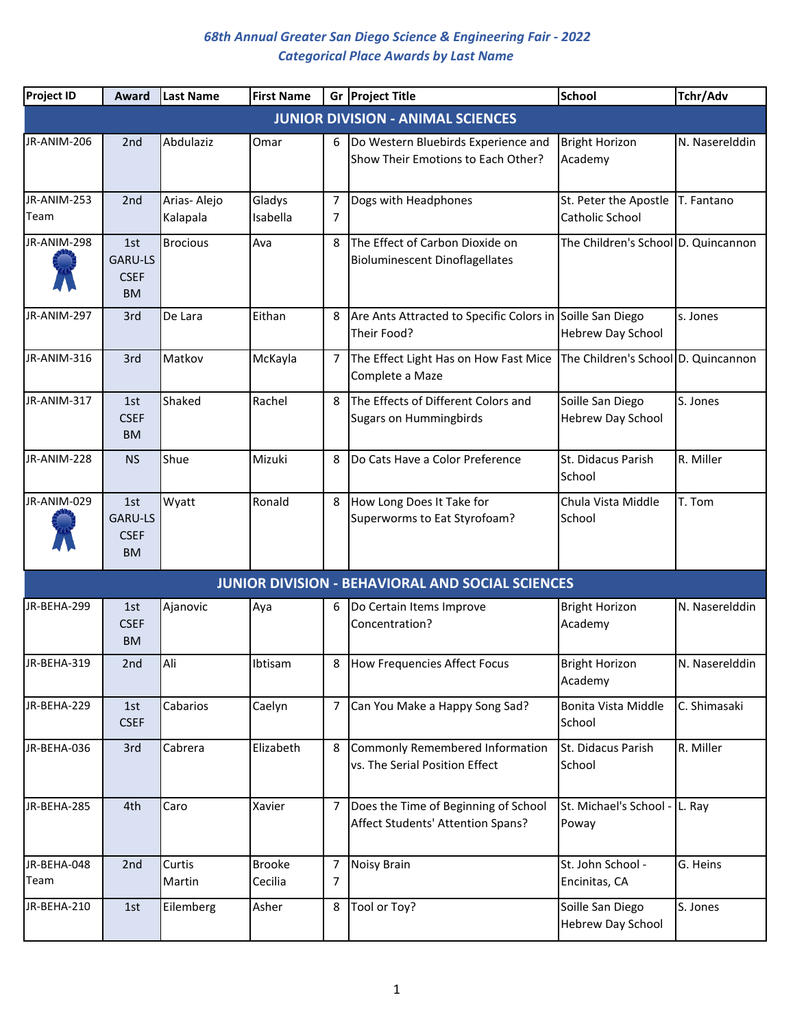# 68th Annual Greater San Diego Science & Engineering Fair - 2022

## Categorical Place Awards by Last Name

| Project ID | Award | Last Name | First Name | Gr | Project Title | School | Tchr/Adv |
|---|---|---|---|---|---|---|---|
| **JUNIOR DIVISION - ANIMAL SCIENCES** | | | | | | | |
| JR-ANIM-206 | 2nd | Abdulaziz | Omar | 6 | Do Western Bluebirds Experience and Show Their Emotions to Each Other? | Bright Horizon Academy | N. Naserelddin |
| JR-ANIM-253 Team | 2nd | Arias- Alejo Kalapala | Gladys Isabella | 7 7 | Dogs with Headphones | St. Peter the Apostle Catholic School | T. Fantano |
| JR-ANIM-298 | 1st GARU-LS CSEF BM | Brocious | Ava | 8 | The Effect of Carbon Dioxide on Bioluminescent Dinoflagellates | The Children's School | D. Quincannon |
| JR-ANIM-297 | 3rd | De Lara | Eithan | 8 | Are Ants Attracted to Specific Colors in Their Food? | Soille San Diego Hebrew Day School | s. Jones |
| JR-ANIM-316 | 3rd | Matkov | McKayla | 7 | The Effect Light Has on How Fast Mice Complete a Maze | The Children's School | D. Quincannon |
| JR-ANIM-317 | 1st CSEF BM | Shaked | Rachel | 8 | The Effects of Different Colors and Sugars on Hummingbirds | Soille San Diego Hebrew Day School | S. Jones |
| JR-ANIM-228 | NS | Shue | Mizuki | 8 | Do Cats Have a Color Preference | St. Didacus Parish School | R. Miller |
| JR-ANIM-029 | 1st GARU-LS CSEF BM | Wyatt | Ronald | 8 | How Long Does It Take for Superworms to Eat Styrofoam? | Chula Vista Middle School | T. Tom |
| **JUNIOR DIVISION - BEHAVIORAL AND SOCIAL SCIENCES** | | | | | | | |
| JR-BEHA-299 | 1st CSEF BM | Ajanovic | Aya | 6 | Do Certain Items Improve Concentration? | Bright Horizon Academy | N. Naserelddin |
| JR-BEHA-319 | 2nd | Ali | Ibtisam | 8 | How Frequencies Affect Focus | Bright Horizon Academy | N. Naserelddin |
| JR-BEHA-229 | 1st CSEF | Cabarios | Caelyn | 7 | Can You Make a Happy Song Sad? | Bonita Vista Middle School | C. Shimasaki |
| JR-BEHA-036 | 3rd | Cabrera | Elizabeth | 8 | Commonly Remembered Information vs. The Serial Position Effect | St. Didacus Parish School | R. Miller |
| JR-BEHA-285 | 4th | Caro | Xavier | 7 | Does the Time of Beginning of School Affect Students' Attention Spans? | St. Michael's School - Poway | L. Ray |
| JR-BEHA-048 Team | 2nd | Curtis Martin | Brooke Cecilia | 7 7 | Noisy Brain | St. John School - Encinitas, CA | G. Heins |
| JR-BEHA-210 | 1st | Eilemberg | Asher | 8 | Tool or Toy? | Soille San Diego Hebrew Day School | S. Jones |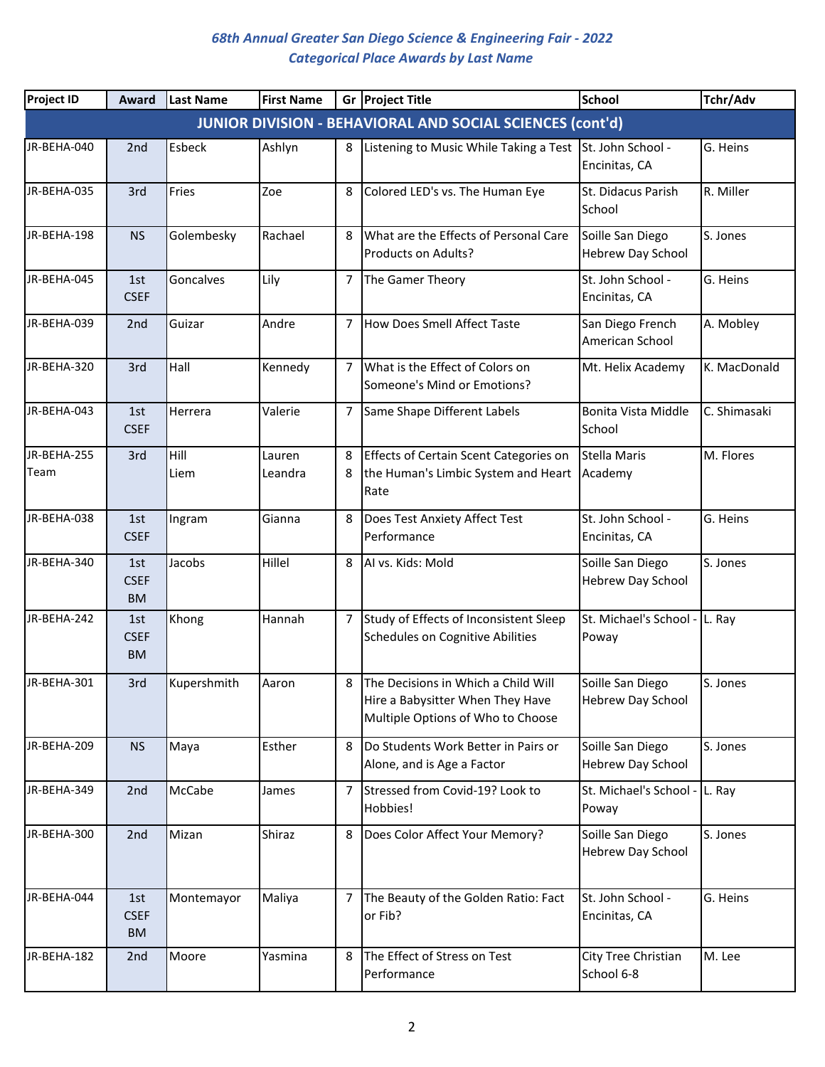*68th Annual Greater San Diego Science & Engineering Fair - 2022*
*Categorical Place Awards by Last Name*

| Project ID | Award | Last Name | First Name | Gr | Project Title | School | Tchr/Adv |
|---|---|---|---|---|---|---|---|
| **JUNIOR DIVISION - BEHAVIORAL AND SOCIAL SCIENCES (cont'd)** | | | | | | | |
| JR-BEHA-040 | 2nd | Esbeck | Ashlyn | 8 | Listening to Music While Taking a Test | St. John School - Encinitas, CA | G. Heins |
| JR-BEHA-035 | 3rd | Fries | Zoe | 8 | Colored LED's vs. The Human Eye | St. Didacus Parish School | R. Miller |
| JR-BEHA-198 | NS | Golembesky | Rachael | 8 | What are the Effects of Personal Care Products on Adults? | Soille San Diego Hebrew Day School | S. Jones |
| JR-BEHA-045 | 1st CSEF | Goncalves | Lily | 7 | The Gamer Theory | St. John School - Encinitas, CA | G. Heins |
| JR-BEHA-039 | 2nd | Guizar | Andre | 7 | How Does Smell Affect Taste | San Diego French American School | A. Mobley |
| JR-BEHA-320 | 3rd | Hall | Kennedy | 7 | What is the Effect of Colors on Someone's Mind or Emotions? | Mt. Helix Academy | K. MacDonald |
| JR-BEHA-043 | 1st CSEF | Herrera | Valerie | 7 | Same Shape Different Labels | Bonita Vista Middle School | C. Shimasaki |
| JR-BEHA-255 Team | 3rd | Hill<br>Liem | Lauren<br>Leandra | 8<br>8 | Effects of Certain Scent Categories on the Human's Limbic System and Heart Rate | Stella Maris Academy | M. Flores |
| JR-BEHA-038 | 1st CSEF | Ingram | Gianna | 8 | Does Test Anxiety Affect Test Performance | St. John School - Encinitas, CA | G. Heins |
| JR-BEHA-340 | 1st CSEF BM | Jacobs | Hillel | 8 | AI vs. Kids: Mold | Soille San Diego Hebrew Day School | S. Jones |
| JR-BEHA-242 | 1st CSEF BM | Khong | Hannah | 7 | Study of Effects of Inconsistent Sleep Schedules on Cognitive Abilities | St. Michael's School - Poway | L. Ray |
| JR-BEHA-301 | 3rd | Kupershmith | Aaron | 8 | The Decisions in Which a Child Will Hire a Babysitter When They Have Multiple Options of Who to Choose | Soille San Diego Hebrew Day School | S. Jones |
| JR-BEHA-209 | NS | Maya | Esther | 8 | Do Students Work Better in Pairs or Alone, and is Age a Factor | Soille San Diego Hebrew Day School | S. Jones |
| JR-BEHA-349 | 2nd | McCabe | James | 7 | Stressed from Covid-19? Look to Hobbies! | St. Michael's School - Poway | L. Ray |
| JR-BEHA-300 | 2nd | Mizan | Shiraz | 8 | Does Color Affect Your Memory? | Soille San Diego Hebrew Day School | S. Jones |
| JR-BEHA-044 | 1st CSEF BM | Montemayor | Maliya | 7 | The Beauty of the Golden Ratio: Fact or Fib? | St. John School - Encinitas, CA | G. Heins |
| JR-BEHA-182 | 2nd | Moore | Yasmina | 8 | The Effect of Stress on Test Performance | City Tree Christian School 6-8 | M. Lee |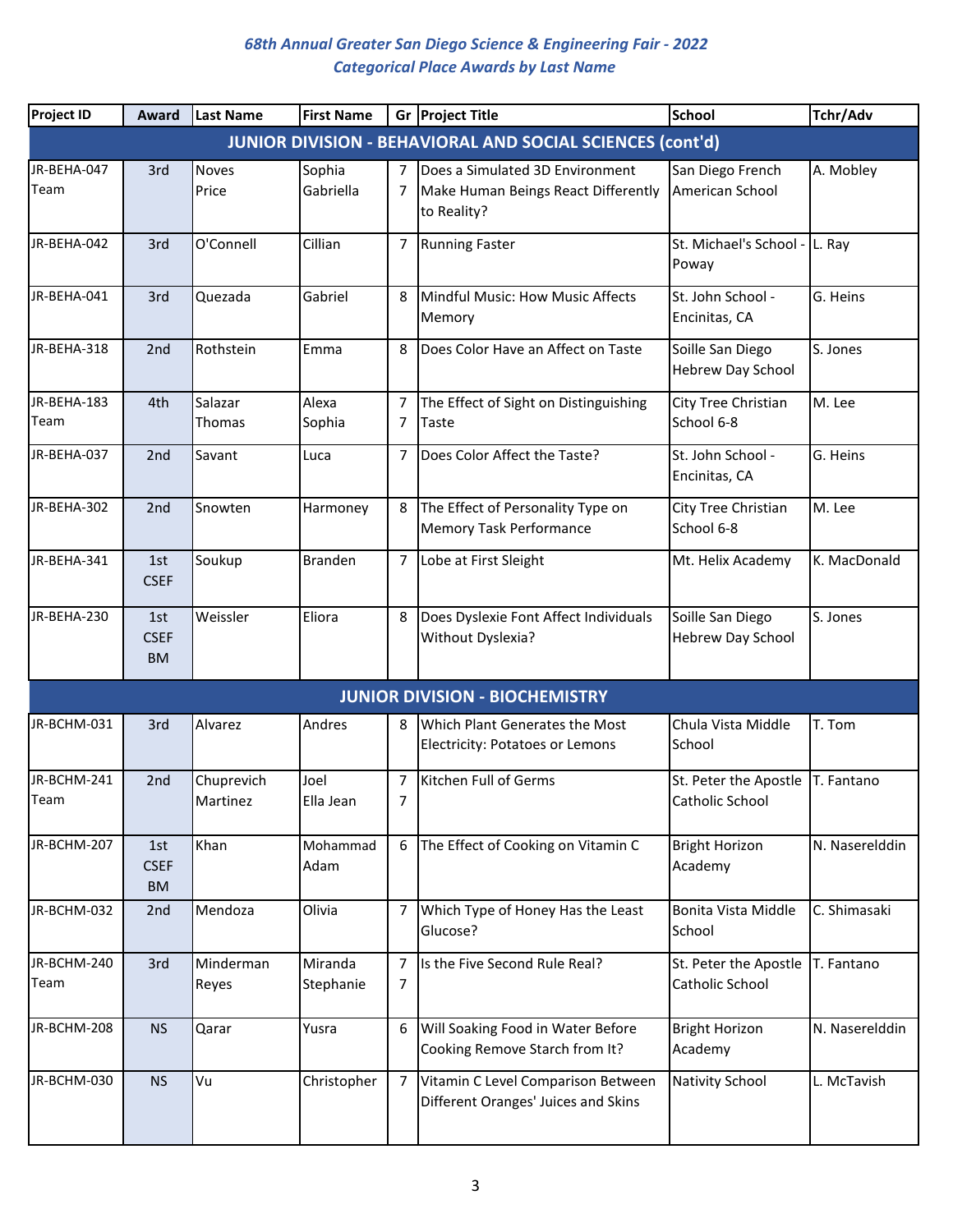## 68th Annual Greater San Diego Science & Engineering Fair - 2022
## Categorical Place Awards by Last Name

| Project ID | Award | Last Name | First Name | Gr | Project Title | School | Tchr/Adv |
|---|---|---|---|---|---|---|---|
| **JUNIOR DIVISION - BEHAVIORAL AND SOCIAL SCIENCES (cont'd)** | | | | | | | |
| JR-BEHA-047 Team | 3rd | Noves<br>Price | Sophia<br>Gabriella | 7<br>7 | Does a Simulated 3D Environment Make Human Beings React Differently to Reality? | San Diego French American School | A. Mobley |
| JR-BEHA-042 | 3rd | O'Connell | Cillian | 7 | Running Faster | St. Michael's School - Poway | L. Ray |
| JR-BEHA-041 | 3rd | Quezada | Gabriel | 8 | Mindful Music: How Music Affects Memory | St. John School - Encinitas, CA | G. Heins |
| JR-BEHA-318 | 2nd | Rothstein | Emma | 8 | Does Color Have an Affect on Taste | Soille San Diego Hebrew Day School | S. Jones |
| JR-BEHA-183 Team | 4th | Salazar<br>Thomas | Alexa<br>Sophia | 7<br>7 | The Effect of Sight on Distinguishing Taste | City Tree Christian School 6-8 | M. Lee |
| JR-BEHA-037 | 2nd | Savant | Luca | 7 | Does Color Affect the Taste? | St. John School - Encinitas, CA | G. Heins |
| JR-BEHA-302 | 2nd | Snowten | Harmoney | 8 | The Effect of Personality Type on Memory Task Performance | City Tree Christian School 6-8 | M. Lee |
| JR-BEHA-341 | 1st CSEF | Soukup | Branden | 7 | Lobe at First Sleight | Mt. Helix Academy | K. MacDonald |
| JR-BEHA-230 | 1st CSEF BM | Weissler | Eliora | 8 | Does Dyslexie Font Affect Individuals Without Dyslexia? | Soille San Diego Hebrew Day School | S. Jones |
| **JUNIOR DIVISION - BIOCHEMISTRY** | | | | | | | |
| JR-BCHM-031 | 3rd | Alvarez | Andres | 8 | Which Plant Generates the Most Electricity: Potatoes or Lemons | Chula Vista Middle School | T. Tom |
| JR-BCHM-241 Team | 2nd | Chuprevich<br>Martinez | Joel<br>Ella Jean | 7<br>7 | Kitchen Full of Germs | St. Peter the Apostle Catholic School | T. Fantano |
| JR-BCHM-207 | 1st CSEF BM | Khan | Mohammad Adam | 6 | The Effect of Cooking on Vitamin C | Bright Horizon Academy | N. Naserelddin |
| JR-BCHM-032 | 2nd | Mendoza | Olivia | 7 | Which Type of Honey Has the Least Glucose? | Bonita Vista Middle School | C. Shimasaki |
| JR-BCHM-240 Team | 3rd | Minderman<br>Reyes | Miranda<br>Stephanie | 7<br>7 | Is the Five Second Rule Real? | St. Peter the Apostle Catholic School | T. Fantano |
| JR-BCHM-208 | NS | Qarar | Yusra | 6 | Will Soaking Food in Water Before Cooking Remove Starch from It? | Bright Horizon Academy | N. Naserelddin |
| JR-BCHM-030 | NS | Vu | Christopher | 7 | Vitamin C Level Comparison Between Different Oranges' Juices and Skins | Nativity School | L. McTavish |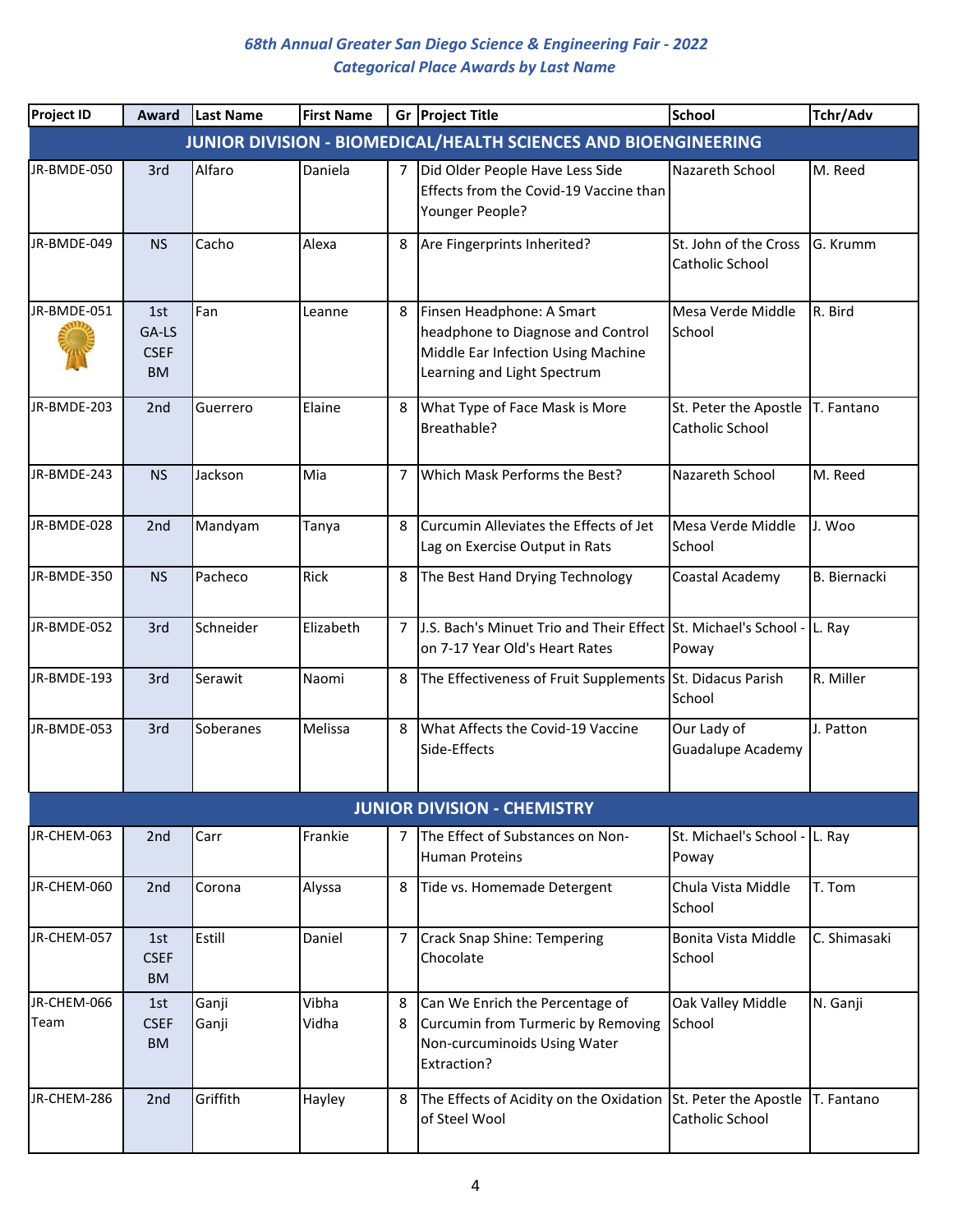# *68th Annual Greater San Diego Science & Engineering Fair - 2022*
## *Categorical Place Awards by Last Name*

| Project ID | Award | Last Name | First Name | Gr | Project Title | School | Tchr/Adv |
|---|---|---|---|---|---|---|---|
| **JUNIOR DIVISION - BIOMEDICAL/HEALTH SCIENCES AND BIOENGINEERING** | | | | | | | |
| JR-BMDE-050 | 3rd | Alfaro | Daniela | 7 | Did Older People Have Less Side Effects from the Covid-19 Vaccine than Younger People? | Nazareth School | M. Reed |
| JR-BMDE-049 | NS | Cacho | Alexa | 8 | Are Fingerprints Inherited? | St. John of the Cross Catholic School | G. Krumm |
| JR-BMDE-051 | 1st GA-LS CSEF BM | Fan | Leanne | 8 | Finsen Headphone: A Smart headphone to Diagnose and Control Middle Ear Infection Using Machine Learning and Light Spectrum | Mesa Verde Middle School | R. Bird |
| JR-BMDE-203 | 2nd | Guerrero | Elaine | 8 | What Type of Face Mask is More Breathable? | St. Peter the Apostle Catholic School | T. Fantano |
| JR-BMDE-243 | NS | Jackson | Mia | 7 | Which Mask Performs the Best? | Nazareth School | M. Reed |
| JR-BMDE-028 | 2nd | Mandyam | Tanya | 8 | Curcumin Alleviates the Effects of Jet Lag on Exercise Output in Rats | Mesa Verde Middle School | J. Woo |
| JR-BMDE-350 | NS | Pacheco | Rick | 8 | The Best Hand Drying Technology | Coastal Academy | B. Biernacki |
| JR-BMDE-052 | 3rd | Schneider | Elizabeth | 7 | J.S. Bach's Minuet Trio and Their Effect on 7-17 Year Old's Heart Rates | St. Michael's School - Poway | L. Ray |
| JR-BMDE-193 | 3rd | Serawit | Naomi | 8 | The Effectiveness of Fruit Supplements | St. Didacus Parish School | R. Miller |
| JR-BMDE-053 | 3rd | Soberanes | Melissa | 8 | What Affects the Covid-19 Vaccine Side-Effects | Our Lady of Guadalupe Academy | J. Patton |
| **JUNIOR DIVISION - CHEMISTRY** | | | | | | | |
| JR-CHEM-063 | 2nd | Carr | Frankie | 7 | The Effect of Substances on Non-Human Proteins | St. Michael's School - Poway | L. Ray |
| JR-CHEM-060 | 2nd | Corona | Alyssa | 8 | Tide vs. Homemade Detergent | Chula Vista Middle School | T. Tom |
| JR-CHEM-057 | 1st CSEF BM | Estill | Daniel | 7 | Crack Snap Shine: Tempering Chocolate | Bonita Vista Middle School | C. Shimasaki |
| JR-CHEM-066 Team | 1st CSEF BM | Ganji Ganji | Vibha Vidha | 8 8 | Can We Enrich the Percentage of Curcumin from Turmeric by Removing Non-curcuminoids Using Water Extraction? | Oak Valley Middle School | N. Ganji |
| JR-CHEM-286 | 2nd | Griffith | Hayley | 8 | The Effects of Acidity on the Oxidation of Steel Wool | St. Peter the Apostle Catholic School | T. Fantano |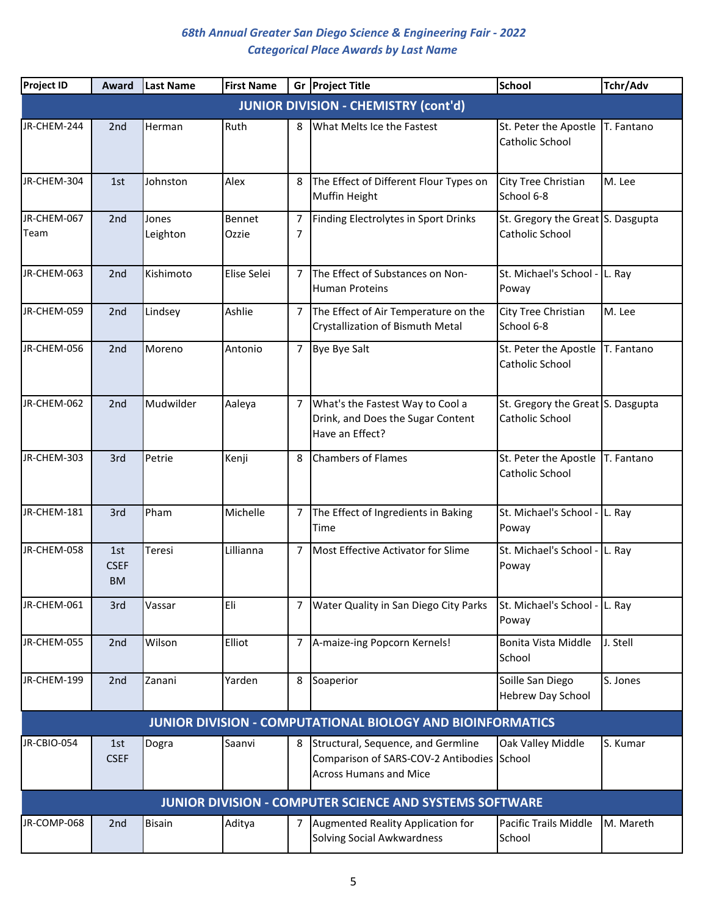## 68th Annual Greater San Diego Science & Engineering Fair - 2022
## Categorical Place Awards by Last Name

| Project ID | Award | Last Name | First Name | Gr | Project Title | School | Tchr/Adv |
|---|---|---|---|---|---|---|---|
| **JUNIOR DIVISION - CHEMISTRY (cont'd)** | | | | | | | |
| JR-CHEM-244 | 2nd | Herman | Ruth | 8 | What Melts Ice the Fastest | St. Peter the Apostle Catholic School | T. Fantano |
| JR-CHEM-304 | 1st | Johnston | Alex | 8 | The Effect of Different Flour Types on Muffin Height | City Tree Christian School 6-8 | M. Lee |
| JR-CHEM-067 Team | 2nd | Jones<br>Leighton | Bennet<br>Ozzie | 7<br>7 | Finding Electrolytes in Sport Drinks | St. Gregory the Great Catholic School | S. Dasgupta |
| JR-CHEM-063 | 2nd | Kishimoto | Elise Selei | 7 | The Effect of Substances on Non-Human Proteins | St. Michael's School - Poway | L. Ray |
| JR-CHEM-059 | 2nd | Lindsey | Ashlie | 7 | The Effect of Air Temperature on the Crystallization of Bismuth Metal | City Tree Christian School 6-8 | M. Lee |
| JR-CHEM-056 | 2nd | Moreno | Antonio | 7 | Bye Bye Salt | St. Peter the Apostle Catholic School | T. Fantano |
| JR-CHEM-062 | 2nd | Mudwilder | Aaleya | 7 | What's the Fastest Way to Cool a Drink, and Does the Sugar Content Have an Effect? | St. Gregory the Great Catholic School | S. Dasgupta |
| JR-CHEM-303 | 3rd | Petrie | Kenji | 8 | Chambers of Flames | St. Peter the Apostle Catholic School | T. Fantano |
| JR-CHEM-181 | 3rd | Pham | Michelle | 7 | The Effect of Ingredients in Baking Time | St. Michael's School - Poway | L. Ray |
| JR-CHEM-058 | 1st CSEF BM | Teresi | Lillianna | 7 | Most Effective Activator for Slime | St. Michael's School - Poway | L. Ray |
| JR-CHEM-061 | 3rd | Vassar | Eli | 7 | Water Quality in San Diego City Parks | St. Michael's School - Poway | L. Ray |
| JR-CHEM-055 | 2nd | Wilson | Elliot | 7 | A-maize-ing Popcorn Kernels! | Bonita Vista Middle School | J. Stell |
| JR-CHEM-199 | 2nd | Zanani | Yarden | 8 | Soaperior | Soille San Diego Hebrew Day School | S. Jones |
| **JUNIOR DIVISION - COMPUTATIONAL BIOLOGY AND BIOINFORMATICS** | | | | | | | |
| JR-CBIO-054 | 1st CSEF | Dogra | Saanvi | 8 | Structural, Sequence, and Germline Comparison of SARS-COV-2 Antibodies Across Humans and Mice | Oak Valley Middle School | S. Kumar |
| **JUNIOR DIVISION - COMPUTER SCIENCE AND SYSTEMS SOFTWARE** | | | | | | | |
| JR-COMP-068 | 2nd | Bisain | Aditya | 7 | Augmented Reality Application for Solving Social Awkwardness | Pacific Trails Middle School | M. Mareth |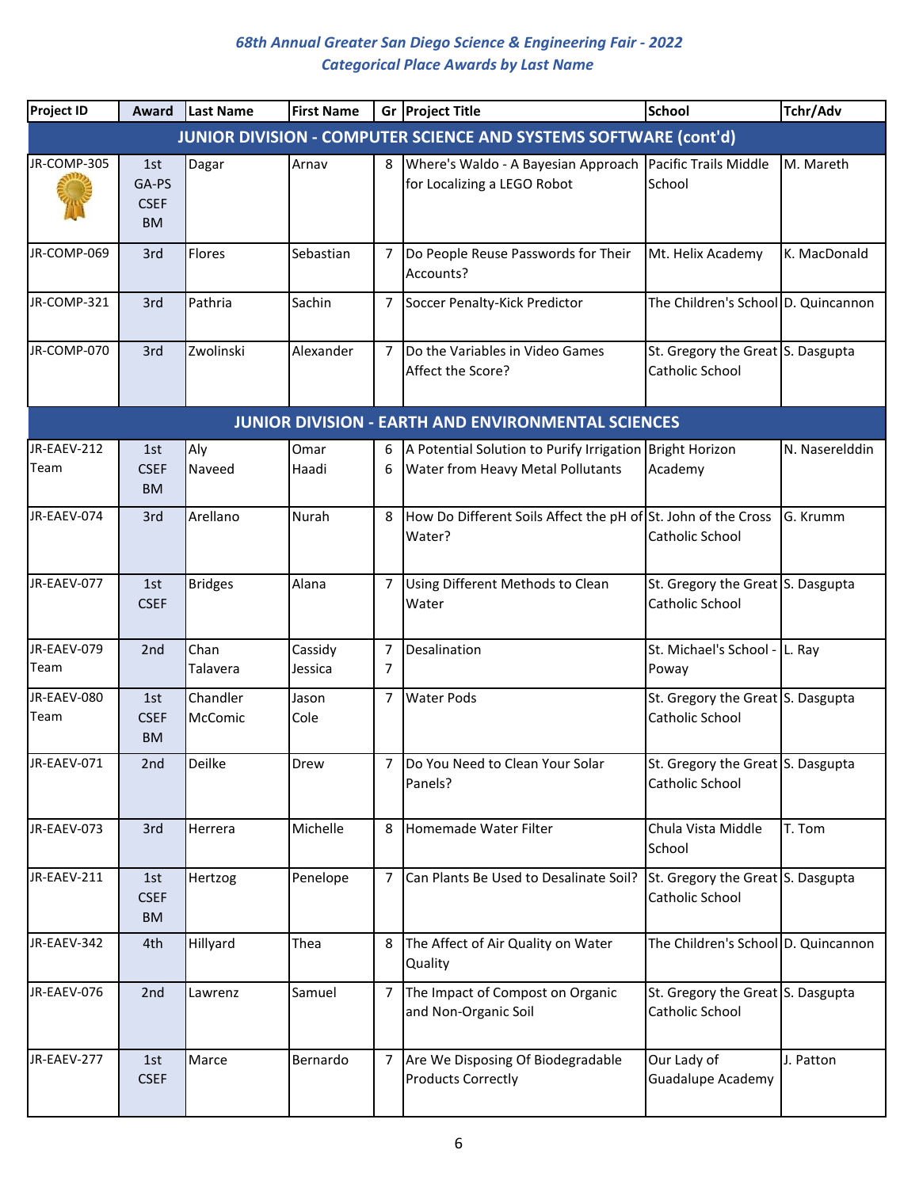## 68th Annual Greater San Diego Science & Engineering Fair - 2022
### Categorical Place Awards by Last Name

| Project ID | Award | Last Name | First Name | Gr | Project Title | School | Tchr/Adv |
|---|---|---|---|---|---|---|---|
| **JUNIOR DIVISION - COMPUTER SCIENCE AND SYSTEMS SOFTWARE (cont'd)** | | | | | | | |
| JR-COMP-305 | 1st GA-PS CSEF BM | Dagar | Arnav | 8 | Where's Waldo - A Bayesian Approach for Localizing a LEGO Robot | Pacific Trails Middle School | M. Mareth |
| JR-COMP-069 | 3rd | Flores | Sebastian | 7 | Do People Reuse Passwords for Their Accounts? | Mt. Helix Academy | K. MacDonald |
| JR-COMP-321 | 3rd | Pathria | Sachin | 7 | Soccer Penalty-Kick Predictor | The Children's School | D. Quincannon |
| JR-COMP-070 | 3rd | Zwolinski | Alexander | 7 | Do the Variables in Video Games Affect the Score? | St. Gregory the Great Catholic School | S. Dasgupta |
| **JUNIOR DIVISION - EARTH AND ENVIRONMENTAL SCIENCES** | | | | | | | |
| JR-EAEV-212 Team | 1st CSEF BM | Aly Naveed | Omar Haadi | 6 6 | A Potential Solution to Purify Irrigation Water from Heavy Metal Pollutants | Bright Horizon Academy | N. Naserelddin |
| JR-EAEV-074 | 3rd | Arellano | Nurah | 8 | How Do Different Soils Affect the pH of Water? | St. John of the Cross Catholic School | G. Krumm |
| JR-EAEV-077 | 1st CSEF | Bridges | Alana | 7 | Using Different Methods to Clean Water | St. Gregory the Great Catholic School | S. Dasgupta |
| JR-EAEV-079 Team | 2nd | Chan Talavera | Cassidy Jessica | 7 7 | Desalination | St. Michael's School - Poway | L. Ray |
| JR-EAEV-080 Team | 1st CSEF BM | Chandler McComic | Jason Cole | 7 | Water Pods | St. Gregory the Great Catholic School | S. Dasgupta |
| JR-EAEV-071 | 2nd | Deilke | Drew | 7 | Do You Need to Clean Your Solar Panels? | St. Gregory the Great Catholic School | S. Dasgupta |
| JR-EAEV-073 | 3rd | Herrera | Michelle | 8 | Homemade Water Filter | Chula Vista Middle School | T. Tom |
| JR-EAEV-211 | 1st CSEF BM | Hertzog | Penelope | 7 | Can Plants Be Used to Desalinate Soil? | St. Gregory the Great Catholic School | S. Dasgupta |
| JR-EAEV-342 | 4th | Hillyard | Thea | 8 | The Affect of Air Quality on Water Quality | The Children's School | D. Quincannon |
| JR-EAEV-076 | 2nd | Lawrenz | Samuel | 7 | The Impact of Compost on Organic and Non-Organic Soil | St. Gregory the Great Catholic School | S. Dasgupta |
| JR-EAEV-277 | 1st CSEF | Marce | Bernardo | 7 | Are We Disposing Of Biodegradable Products Correctly | Our Lady of Guadalupe Academy | J. Patton |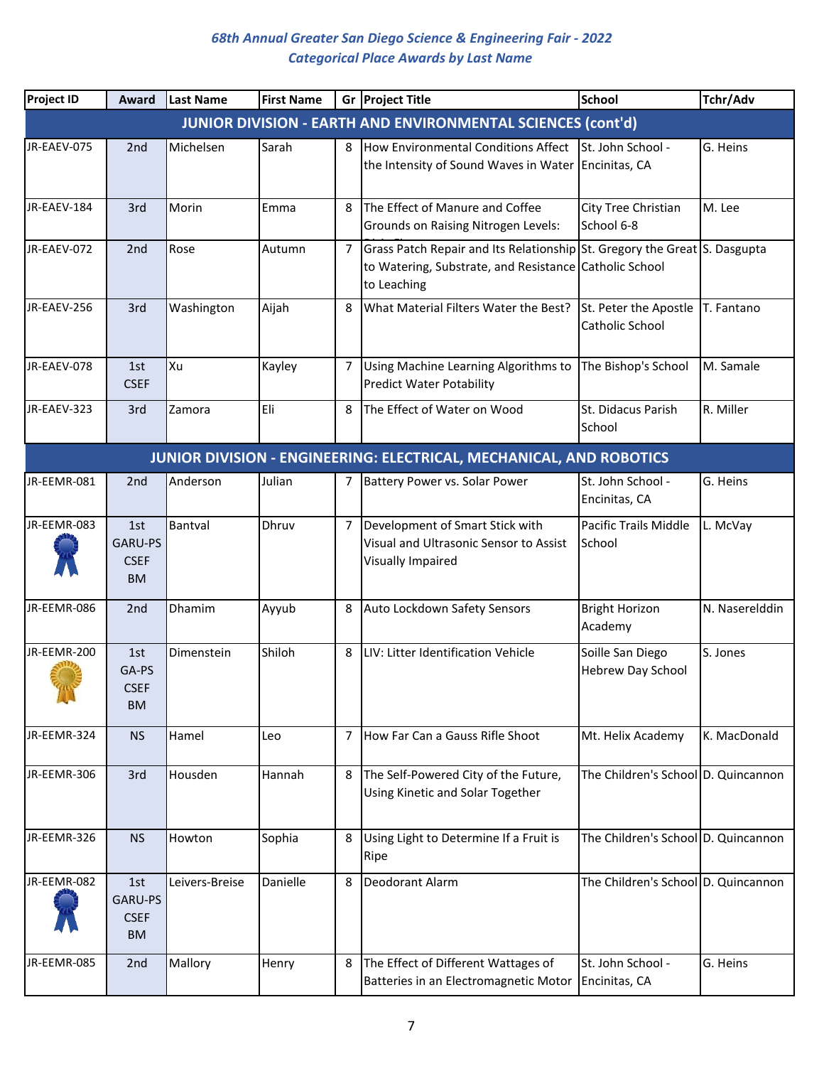*68th Annual Greater San Diego Science & Engineering Fair - 2022*
*Categorical Place Awards by Last Name*

| Project ID | Award | Last Name | First Name | Gr | Project Title | School | Tchr/Adv |
|---|---|---|---|---|---|---|---|
| **JUNIOR DIVISION - EARTH AND ENVIRONMENTAL SCIENCES (cont'd)** | | | | | | | |
| JR-EAEV-075 | 2nd | Michelsen | Sarah | 8 | How Environmental Conditions Affect the Intensity of Sound Waves in Water | St. John School - Encinitas, CA | G. Heins |
| JR-EAEV-184 | 3rd | Morin | Emma | 8 | The Effect of Manure and Coffee Grounds on Raising Nitrogen Levels: | City Tree Christian School 6-8 | M. Lee |
| JR-EAEV-072 | 2nd | Rose | Autumn | 7 | Grass Patch Repair and Its Relationship to Watering, Substrate, and Resistance to Leaching | St. Gregory the Great Catholic School | S. Dasgupta |
| JR-EAEV-256 | 3rd | Washington | Aijah | 8 | What Material Filters Water the Best? | St. Peter the Apostle Catholic School | T. Fantano |
| JR-EAEV-078 | 1st CSEF | Xu | Kayley | 7 | Using Machine Learning Algorithms to Predict Water Potability | The Bishop's School | M. Samale |
| JR-EAEV-323 | 3rd | Zamora | Eli | 8 | The Effect of Water on Wood | St. Didacus Parish School | R. Miller |
| **JUNIOR DIVISION - ENGINEERING: ELECTRICAL, MECHANICAL, AND ROBOTICS** | | | | | | | |
| JR-EEMR-081 | 2nd | Anderson | Julian | 7 | Battery Power vs. Solar Power | St. John School - Encinitas, CA | G. Heins |
| JR-EEMR-083 | 1st GARU-PS CSEF BM | Bantval | Dhruv | 7 | Development of Smart Stick with Visual and Ultrasonic Sensor to Assist Visually Impaired | Pacific Trails Middle School | L. McVay |
| JR-EEMR-086 | 2nd | Dhamim | Ayyub | 8 | Auto Lockdown Safety Sensors | Bright Horizon Academy | N. Naserelddin |
| JR-EEMR-200 | 1st GA-PS CSEF BM | Dimenstein | Shiloh | 8 | LIV: Litter Identification Vehicle | Soille San Diego Hebrew Day School | S. Jones |
| JR-EEMR-324 | NS | Hamel | Leo | 7 | How Far Can a Gauss Rifle Shoot | Mt. Helix Academy | K. MacDonald |
| JR-EEMR-306 | 3rd | Housden | Hannah | 8 | The Self-Powered City of the Future, Using Kinetic and Solar Together | The Children's School | D. Quincannon |
| JR-EEMR-326 | NS | Howton | Sophia | 8 | Using Light to Determine If a Fruit is Ripe | The Children's School | D. Quincannon |
| JR-EEMR-082 | 1st GARU-PS CSEF BM | Leivers-Breise | Danielle | 8 | Deodorant Alarm | The Children's School | D. Quincannon |
| JR-EEMR-085 | 2nd | Mallory | Henry | 8 | The Effect of Different Wattages of Batteries in an Electromagnetic Motor | St. John School - Encinitas, CA | G. Heins |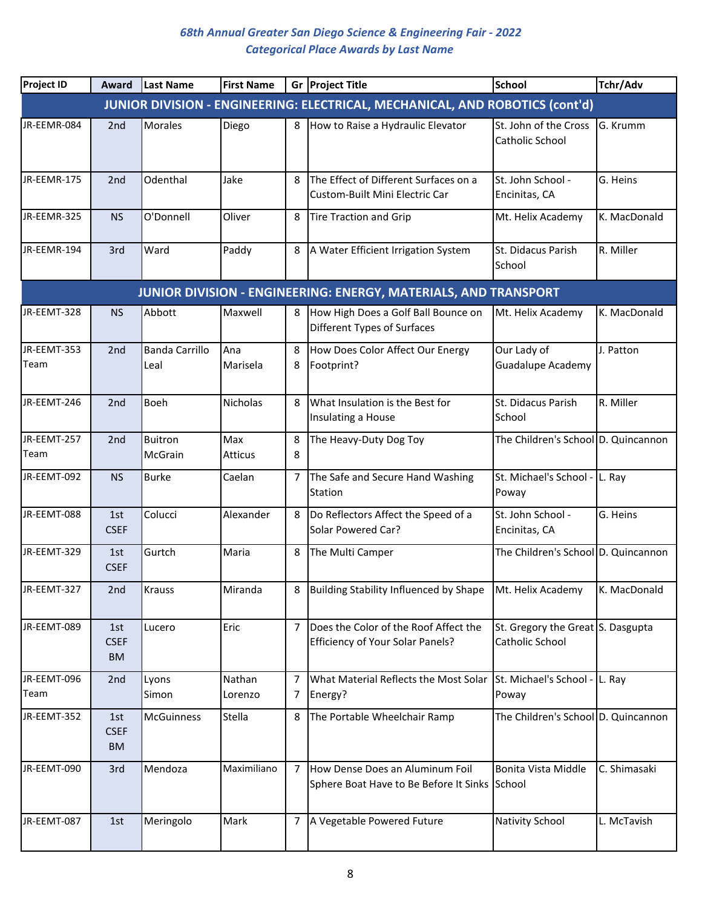## 68th Annual Greater San Diego Science & Engineering Fair - 2022
## Categorical Place Awards by Last Name

| Project ID | Award | Last Name | First Name | Gr | Project Title | School | Tchr/Adv |
|---|---|---|---|---|---|---|---|
| **JUNIOR DIVISION - ENGINEERING: ELECTRICAL, MECHANICAL, AND ROBOTICS (cont'd)** | | | | | | | |
| JR-EEMR-084 | 2nd | Morales | Diego | 8 | How to Raise a Hydraulic Elevator | St. John of the Cross Catholic School | G. Krumm |
| JR-EEMR-175 | 2nd | Odenthal | Jake | 8 | The Effect of Different Surfaces on a Custom-Built Mini Electric Car | St. John School - Encinitas, CA | G. Heins |
| JR-EEMR-325 | NS | O'Donnell | Oliver | 8 | Tire Traction and Grip | Mt. Helix Academy | K. MacDonald |
| JR-EEMR-194 | 3rd | Ward | Paddy | 8 | A Water Efficient Irrigation System | St. Didacus Parish School | R. Miller |
| **JUNIOR DIVISION - ENGINEERING: ENERGY, MATERIALS, AND TRANSPORT** | | | | | | | |
| JR-EEMT-328 | NS | Abbott | Maxwell | 8 | How High Does a Golf Ball Bounce on Different Types of Surfaces | Mt. Helix Academy | K. MacDonald |
| JR-EEMT-353 Team | 2nd | Banda Carrillo<br>Leal | Ana<br>Marisela | 8<br>8 | How Does Color Affect Our Energy Footprint? | Our Lady of Guadalupe Academy | J. Patton |
| JR-EEMT-246 | 2nd | Boeh | Nicholas | 8 | What Insulation is the Best for Insulating a House | St. Didacus Parish School | R. Miller |
| JR-EEMT-257 Team | 2nd | Buitron<br>McGrain | Max<br>Atticus | 8<br>8 | The Heavy-Duty Dog Toy | The Children's School | D. Quincannon |
| JR-EEMT-092 | NS | Burke | Caelan | 7 | The Safe and Secure Hand Washing Station | St. Michael's School - Poway | L. Ray |
| JR-EEMT-088 | 1st CSEF | Colucci | Alexander | 8 | Do Reflectors Affect the Speed of a Solar Powered Car? | St. John School - Encinitas, CA | G. Heins |
| JR-EEMT-329 | 1st CSEF | Gurtch | Maria | 8 | The Multi Camper | The Children's School | D. Quincannon |
| JR-EEMT-327 | 2nd | Krauss | Miranda | 8 | Building Stability Influenced by Shape | Mt. Helix Academy | K. MacDonald |
| JR-EEMT-089 | 1st CSEF BM | Lucero | Eric | 7 | Does the Color of the Roof Affect the Efficiency of Your Solar Panels? | St. Gregory the Great Catholic School | S. Dasgupta |
| JR-EEMT-096 Team | 2nd | Lyons<br>Simon | Nathan<br>Lorenzo | 7<br>7 | What Material Reflects the Most Solar Energy? | St. Michael's School - Poway | L. Ray |
| JR-EEMT-352 | 1st CSEF BM | McGuinness | Stella | 8 | The Portable Wheelchair Ramp | The Children's School | D. Quincannon |
| JR-EEMT-090 | 3rd | Mendoza | Maximiliano | 7 | How Dense Does an Aluminum Foil Sphere Boat Have to Be Before It Sinks | Bonita Vista Middle School | C. Shimasaki |
| JR-EEMT-087 | 1st | Meringolo | Mark | 7 | A Vegetable Powered Future | Nativity School | L. McTavish |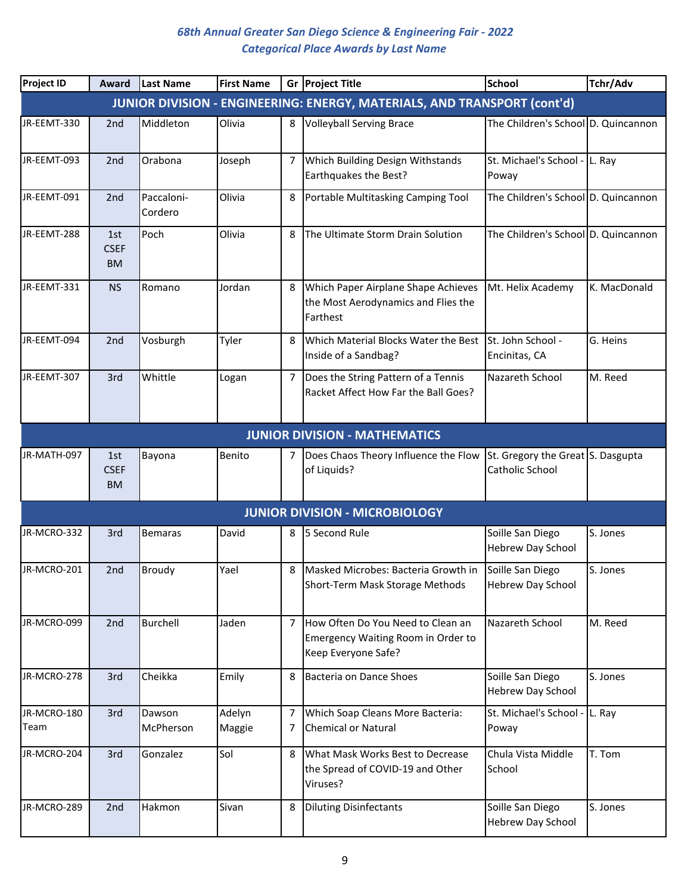*68th Annual Greater San Diego Science & Engineering Fair - 2022*
*Categorical Place Awards by Last Name*

| Project ID | Award | Last Name | First Name | Gr | Project Title | School | Tchr/Adv |
|---|---|---|---|---|---|---|---|
| **JUNIOR DIVISION - ENGINEERING: ENERGY, MATERIALS, AND TRANSPORT (cont'd)** | | | | | | | |
| JR-EEMT-330 | 2nd | Middleton | Olivia | 8 | Volleyball Serving Brace | The Children's School | D. Quincannon |
| JR-EEMT-093 | 2nd | Orabona | Joseph | 7 | Which Building Design Withstands Earthquakes the Best? | St. Michael's School - Poway | L. Ray |
| JR-EEMT-091 | 2nd | Paccaloni-Cordero | Olivia | 8 | Portable Multitasking Camping Tool | The Children's School | D. Quincannon |
| JR-EEMT-288 | 1st CSEF BM | Poch | Olivia | 8 | The Ultimate Storm Drain Solution | The Children's School | D. Quincannon |
| JR-EEMT-331 | NS | Romano | Jordan | 8 | Which Paper Airplane Shape Achieves the Most Aerodynamics and Flies the Farthest | Mt. Helix Academy | K. MacDonald |
| JR-EEMT-094 | 2nd | Vosburgh | Tyler | 8 | Which Material Blocks Water the Best Inside of a Sandbag? | St. John School - Encinitas, CA | G. Heins |
| JR-EEMT-307 | 3rd | Whittle | Logan | 7 | Does the String Pattern of a Tennis Racket Affect How Far the Ball Goes? | Nazareth School | M. Reed |
| **JUNIOR DIVISION - MATHEMATICS** | | | | | | | |
| JR-MATH-097 | 1st CSEF BM | Bayona | Benito | 7 | Does Chaos Theory Influence the Flow of Liquids? | St. Gregory the Great Catholic School | S. Dasgupta |
| **JUNIOR DIVISION - MICROBIOLOGY** | | | | | | | |
| JR-MCRO-332 | 3rd | Bemaras | David | 8 | 5 Second Rule | Soille San Diego Hebrew Day School | S. Jones |
| JR-MCRO-201 | 2nd | Broudy | Yael | 8 | Masked Microbes: Bacteria Growth in Short-Term Mask Storage Methods | Soille San Diego Hebrew Day School | S. Jones |
| JR-MCRO-099 | 2nd | Burchell | Jaden | 7 | How Often Do You Need to Clean an Emergency Waiting Room in Order to Keep Everyone Safe? | Nazareth School | M. Reed |
| JR-MCRO-278 | 3rd | Cheikka | Emily | 8 | Bacteria on Dance Shoes | Soille San Diego Hebrew Day School | S. Jones |
| JR-MCRO-180 Team | 3rd | Dawson<br>McPherson | Adelyn<br>Maggie | 7<br>7 | Which Soap Cleans More Bacteria: Chemical or Natural | St. Michael's School - Poway | L. Ray |
| JR-MCRO-204 | 3rd | Gonzalez | Sol | 8 | What Mask Works Best to Decrease the Spread of COVID-19 and Other Viruses? | Chula Vista Middle School | T. Tom |
| JR-MCRO-289 | 2nd | Hakmon | Sivan | 8 | Diluting Disinfectants | Soille San Diego Hebrew Day School | S. Jones |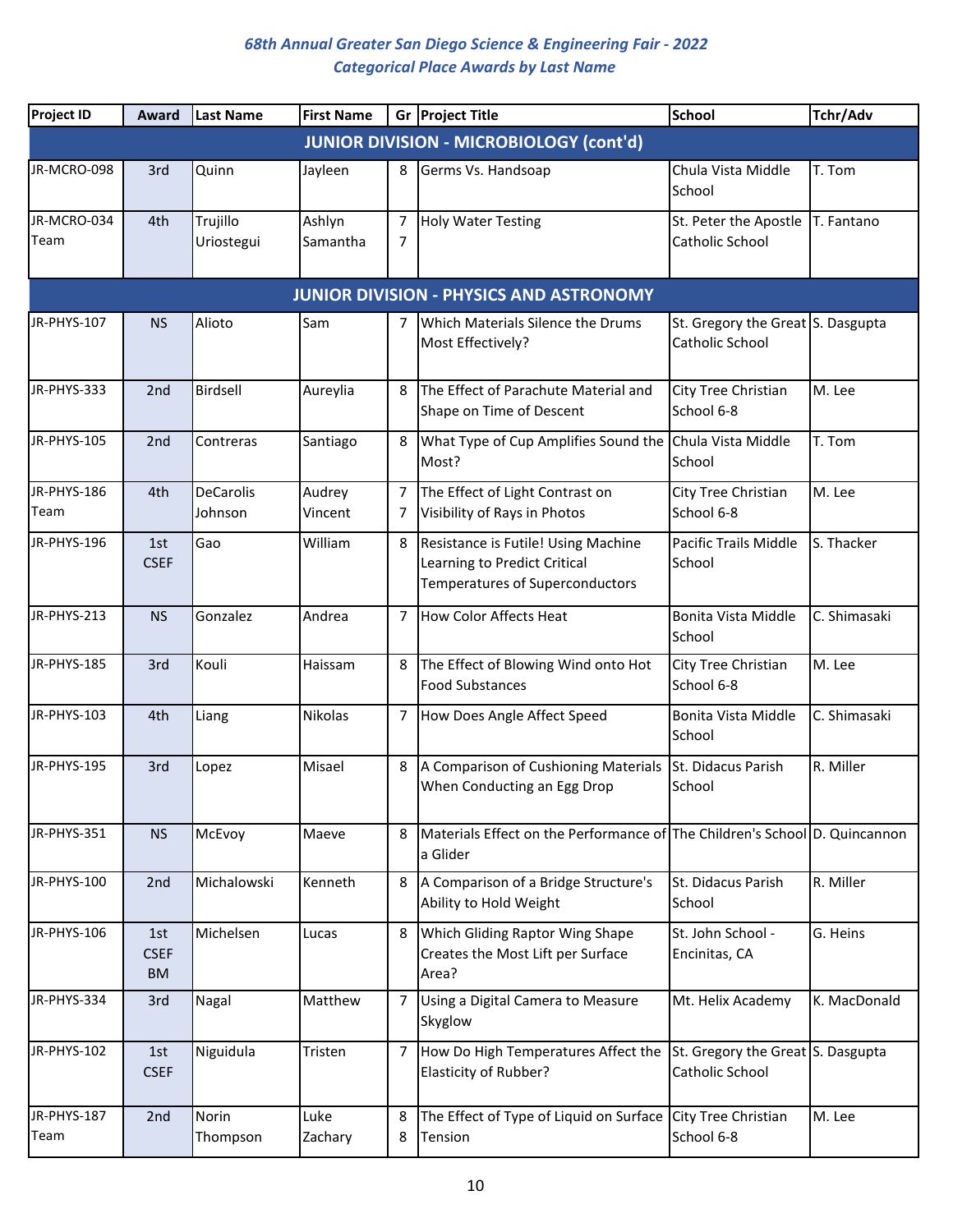# 68th Annual Greater San Diego Science & Engineering Fair - 2022
## Categorical Place Awards by Last Name

| Project ID | Award | Last Name | First Name | Gr | Project Title | School | Tchr/Adv |
|---|---|---|---|---|---|---|---|
| **JUNIOR DIVISION - MICROBIOLOGY (cont'd)** | | | | | | | |
| JR-MCRO-098 | 3rd | Quinn | Jayleen | 8 | Germs Vs. Handsoap | Chula Vista Middle School | T. Tom |
| JR-MCRO-034 Team | 4th | Trujillo Uriostegui | Ashlyn Samantha | 7 7 | Holy Water Testing | St. Peter the Apostle Catholic School | T. Fantano |
| **JUNIOR DIVISION - PHYSICS AND ASTRONOMY** | | | | | | | |
| JR-PHYS-107 | NS | Alioto | Sam | 7 | Which Materials Silence the Drums Most Effectively? | St. Gregory the Great Catholic School | S. Dasgupta |
| JR-PHYS-333 | 2nd | Birdsell | Aureylia | 8 | The Effect of Parachute Material and Shape on Time of Descent | City Tree Christian School 6-8 | M. Lee |
| JR-PHYS-105 | 2nd | Contreras | Santiago | 8 | What Type of Cup Amplifies Sound the Most? | Chula Vista Middle School | T. Tom |
| JR-PHYS-186 Team | 4th | DeCarolis Johnson | Audrey Vincent | 7 7 | The Effect of Light Contrast on Visibility of Rays in Photos | City Tree Christian School 6-8 | M. Lee |
| JR-PHYS-196 | 1st CSEF | Gao | William | 8 | Resistance is Futile! Using Machine Learning to Predict Critical Temperatures of Superconductors | Pacific Trails Middle School | S. Thacker |
| JR-PHYS-213 | NS | Gonzalez | Andrea | 7 | How Color Affects Heat | Bonita Vista Middle School | C. Shimasaki |
| JR-PHYS-185 | 3rd | Kouli | Haissam | 8 | The Effect of Blowing Wind onto Hot Food Substances | City Tree Christian School 6-8 | M. Lee |
| JR-PHYS-103 | 4th | Liang | Nikolas | 7 | How Does Angle Affect Speed | Bonita Vista Middle School | C. Shimasaki |
| JR-PHYS-195 | 3rd | Lopez | Misael | 8 | A Comparison of Cushioning Materials When Conducting an Egg Drop | St. Didacus Parish School | R. Miller |
| JR-PHYS-351 | NS | McEvoy | Maeve | 8 | Materials Effect on the Performance of a Glider | The Children's School | D. Quincannon |
| JR-PHYS-100 | 2nd | Michalowski | Kenneth | 8 | A Comparison of a Bridge Structure's Ability to Hold Weight | St. Didacus Parish School | R. Miller |
| JR-PHYS-106 | 1st CSEF BM | Michelsen | Lucas | 8 | Which Gliding Raptor Wing Shape Creates the Most Lift per Surface Area? | St. John School - Encinitas, CA | G. Heins |
| JR-PHYS-334 | 3rd | Nagal | Matthew | 7 | Using a Digital Camera to Measure Skyglow | Mt. Helix Academy | K. MacDonald |
| JR-PHYS-102 | 1st CSEF | Niguidula | Tristen | 7 | How Do High Temperatures Affect the Elasticity of Rubber? | St. Gregory the Great Catholic School | S. Dasgupta |
| JR-PHYS-187 Team | 2nd | Norin Thompson | Luke Zachary | 8 8 | The Effect of Type of Liquid on Surface Tension | City Tree Christian School 6-8 | M. Lee |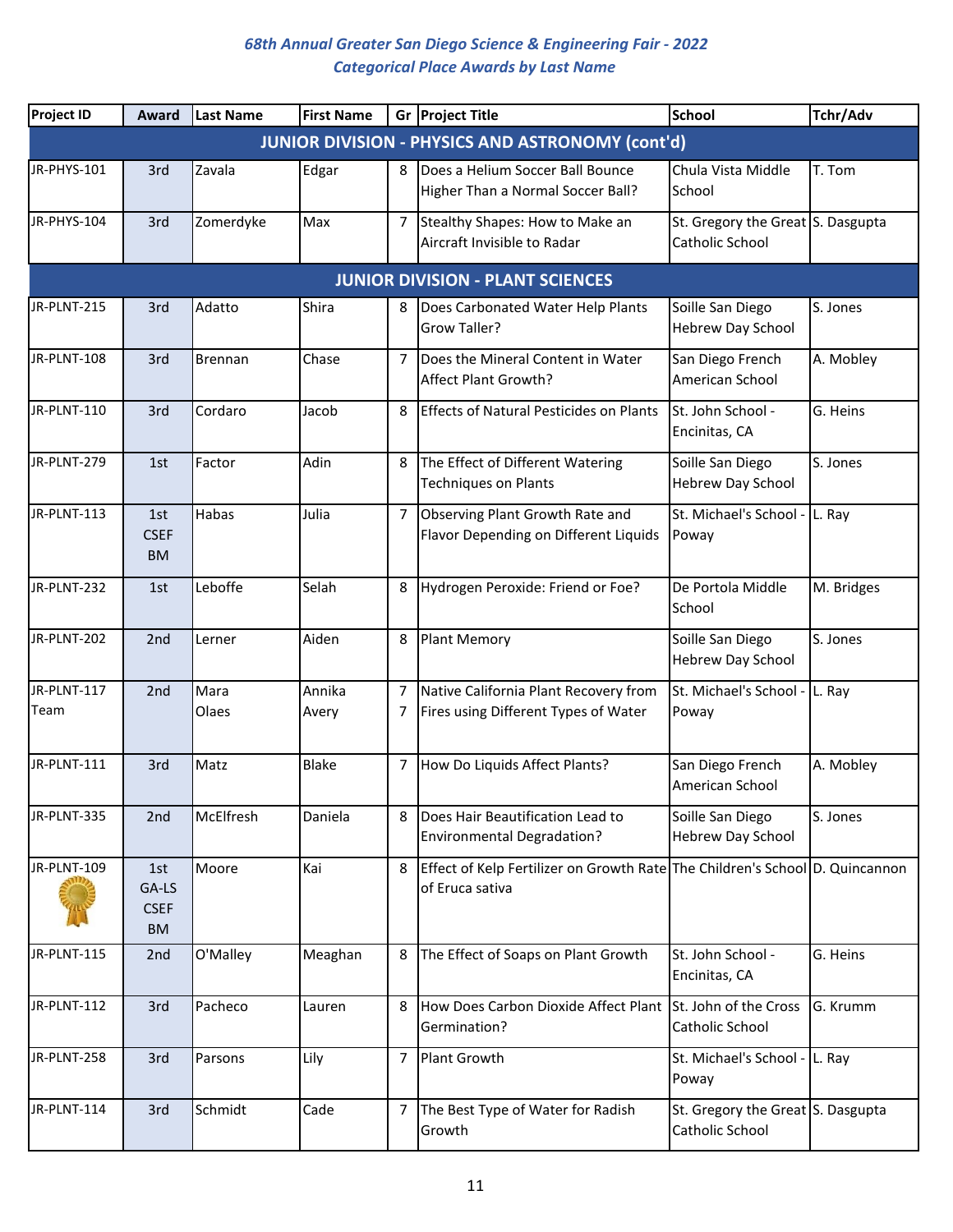# 68th Annual Greater San Diego Science & Engineering Fair - 2022

## Categorical Place Awards by Last Name

| Project ID | Award | Last Name | First Name | Gr | Project Title | School | Tchr/Adv |
|---|---|---|---|---|---|---|---|
| **JUNIOR DIVISION - PHYSICS AND ASTRONOMY (cont'd)** | | | | | | | |
| JR-PHYS-101 | 3rd | Zavala | Edgar | 8 | Does a Helium Soccer Ball Bounce Higher Than a Normal Soccer Ball? | Chula Vista Middle School | T. Tom |
| JR-PHYS-104 | 3rd | Zomerdyke | Max | 7 | Stealthy Shapes: How to Make an Aircraft Invisible to Radar | St. Gregory the Great Catholic School | S. Dasgupta |
| **JUNIOR DIVISION - PLANT SCIENCES** | | | | | | | |
| JR-PLNT-215 | 3rd | Adatto | Shira | 8 | Does Carbonated Water Help Plants Grow Taller? | Soille San Diego Hebrew Day School | S. Jones |
| JR-PLNT-108 | 3rd | Brennan | Chase | 7 | Does the Mineral Content in Water Affect Plant Growth? | San Diego French American School | A. Mobley |
| JR-PLNT-110 | 3rd | Cordaro | Jacob | 8 | Effects of Natural Pesticides on Plants | St. John School - Encinitas, CA | G. Heins |
| JR-PLNT-279 | 1st | Factor | Adin | 8 | The Effect of Different Watering Techniques on Plants | Soille San Diego Hebrew Day School | S. Jones |
| JR-PLNT-113 | 1st CSEF BM | Habas | Julia | 7 | Observing Plant Growth Rate and Flavor Depending on Different Liquids | St. Michael's School - Poway | L. Ray |
| JR-PLNT-232 | 1st | Leboffe | Selah | 8 | Hydrogen Peroxide: Friend or Foe? | De Portola Middle School | M. Bridges |
| JR-PLNT-202 | 2nd | Lerner | Aiden | 8 | Plant Memory | Soille San Diego Hebrew Day School | S. Jones |
| JR-PLNT-117 Team | 2nd | Mara<br>Olaes | Annika<br>Avery | 7<br>7 | Native California Plant Recovery from Fires using Different Types of Water | St. Michael's School - Poway | L. Ray |
| JR-PLNT-111 | 3rd | Matz | Blake | 7 | How Do Liquids Affect Plants? | San Diego French American School | A. Mobley |
| JR-PLNT-335 | 2nd | McElfresh | Daniela | 8 | Does Hair Beautification Lead to Environmental Degradation? | Soille San Diego Hebrew Day School | S. Jones |
| JR-PLNT-109 | 1st GA-LS CSEF BM | Moore | Kai | 8 | Effect of Kelp Fertilizer on Growth Rate of Eruca sativa | The Children's School | D. Quincannon |
| JR-PLNT-115 | 2nd | O'Malley | Meaghan | 8 | The Effect of Soaps on Plant Growth | St. John School - Encinitas, CA | G. Heins |
| JR-PLNT-112 | 3rd | Pacheco | Lauren | 8 | How Does Carbon Dioxide Affect Plant Germination? | St. John of the Cross Catholic School | G. Krumm |
| JR-PLNT-258 | 3rd | Parsons | Lily | 7 | Plant Growth | St. Michael's School - Poway | L. Ray |
| JR-PLNT-114 | 3rd | Schmidt | Cade | 7 | The Best Type of Water for Radish Growth | St. Gregory the Great Catholic School | S. Dasgupta |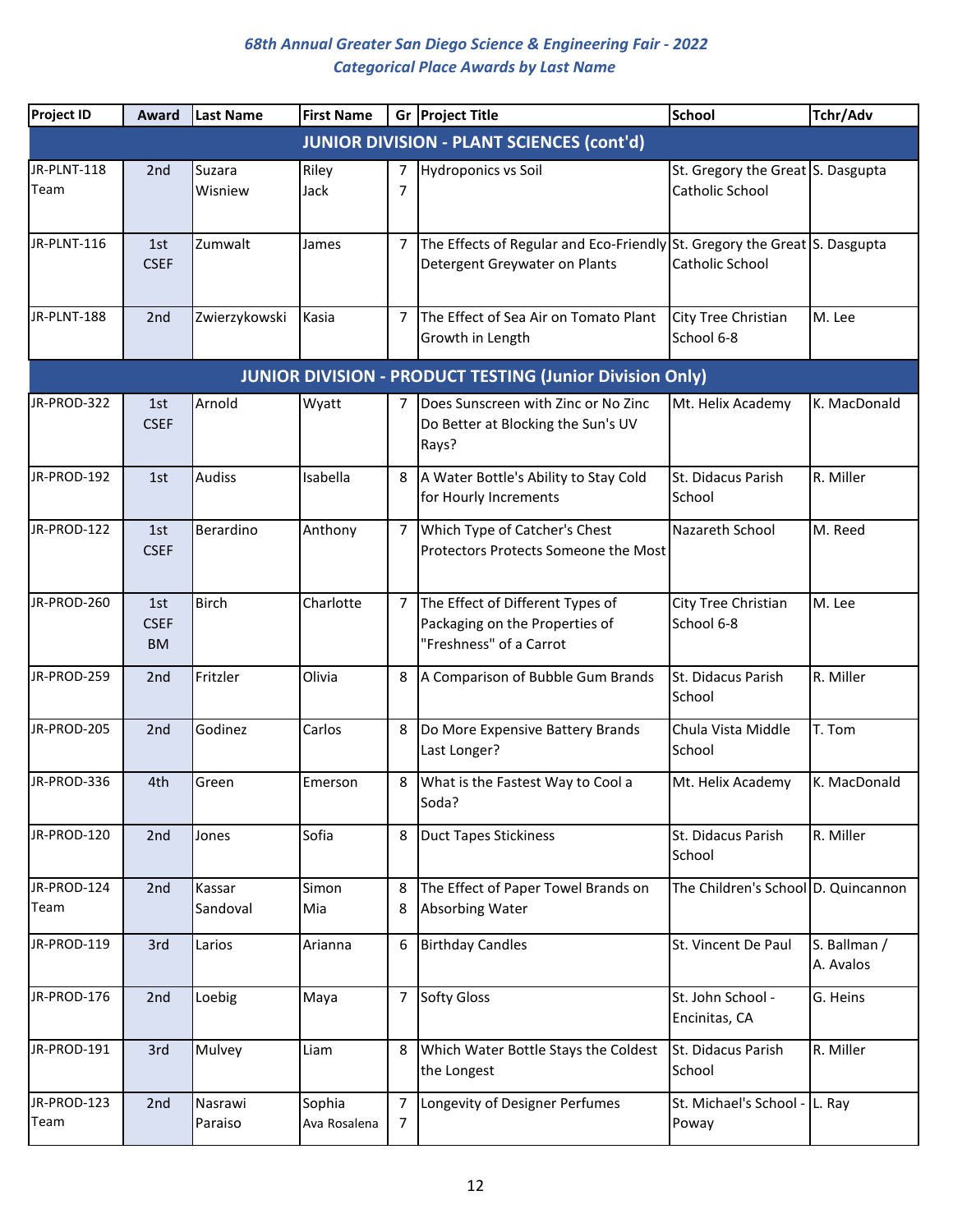# 68th Annual Greater San Diego Science & Engineering Fair - 2022

## Categorical Place Awards by Last Name

| Project ID | Award | Last Name | First Name | Gr | Project Title | School | Tchr/Adv |
|---|---|---|---|---|---|---|---|
| **JUNIOR DIVISION - PLANT SCIENCES (cont'd)** | | | | | | | |
| JR-PLNT-118 Team | 2nd | Suzara Wisniew | Riley Jack | 7 7 | Hydroponics vs Soil | St. Gregory the Great Catholic School | S. Dasgupta |
| JR-PLNT-116 | 1st CSEF | Zumwalt | James | 7 | The Effects of Regular and Eco-Friendly Detergent Greywater on Plants | St. Gregory the Great Catholic School | S. Dasgupta |
| JR-PLNT-188 | 2nd | Zwierzykowski | Kasia | 7 | The Effect of Sea Air on Tomato Plant Growth in Length | City Tree Christian School 6-8 | M. Lee |
| **JUNIOR DIVISION - PRODUCT TESTING (Junior Division Only)** | | | | | | | |
| JR-PROD-322 | 1st CSEF | Arnold | Wyatt | 7 | Does Sunscreen with Zinc or No Zinc Do Better at Blocking the Sun's UV Rays? | Mt. Helix Academy | K. MacDonald |
| JR-PROD-192 | 1st | Audiss | Isabella | 8 | A Water Bottle's Ability to Stay Cold for Hourly Increments | St. Didacus Parish School | R. Miller |
| JR-PROD-122 | 1st CSEF | Berardino | Anthony | 7 | Which Type of Catcher's Chest Protectors Protects Someone the Most | Nazareth School | M. Reed |
| JR-PROD-260 | 1st CSEF BM | Birch | Charlotte | 7 | The Effect of Different Types of Packaging on the Properties of "Freshness" of a Carrot | City Tree Christian School 6-8 | M. Lee |
| JR-PROD-259 | 2nd | Fritzler | Olivia | 8 | A Comparison of Bubble Gum Brands | St. Didacus Parish School | R. Miller |
| JR-PROD-205 | 2nd | Godinez | Carlos | 8 | Do More Expensive Battery Brands Last Longer? | Chula Vista Middle School | T. Tom |
| JR-PROD-336 | 4th | Green | Emerson | 8 | What is the Fastest Way to Cool a Soda? | Mt. Helix Academy | K. MacDonald |
| JR-PROD-120 | 2nd | Jones | Sofia | 8 | Duct Tapes Stickiness | St. Didacus Parish School | R. Miller |
| JR-PROD-124 Team | 2nd | Kassar Sandoval | Simon Mia | 8 8 | The Effect of Paper Towel Brands on Absorbing Water | The Children's School | D. Quincannon |
| JR-PROD-119 | 3rd | Larios | Arianna | 6 | Birthday Candles | St. Vincent De Paul | S. Ballman / A. Avalos |
| JR-PROD-176 | 2nd | Loebig | Maya | 7 | Softy Gloss | St. John School - Encinitas, CA | G. Heins |
| JR-PROD-191 | 3rd | Mulvey | Liam | 8 | Which Water Bottle Stays the Coldest the Longest | St. Didacus Parish School | R. Miller |
| JR-PROD-123 Team | 2nd | Nasrawi Paraiso | Sophia Ava Rosalena | 7 7 | Longevity of Designer Perfumes | St. Michael's School - Poway | L. Ray |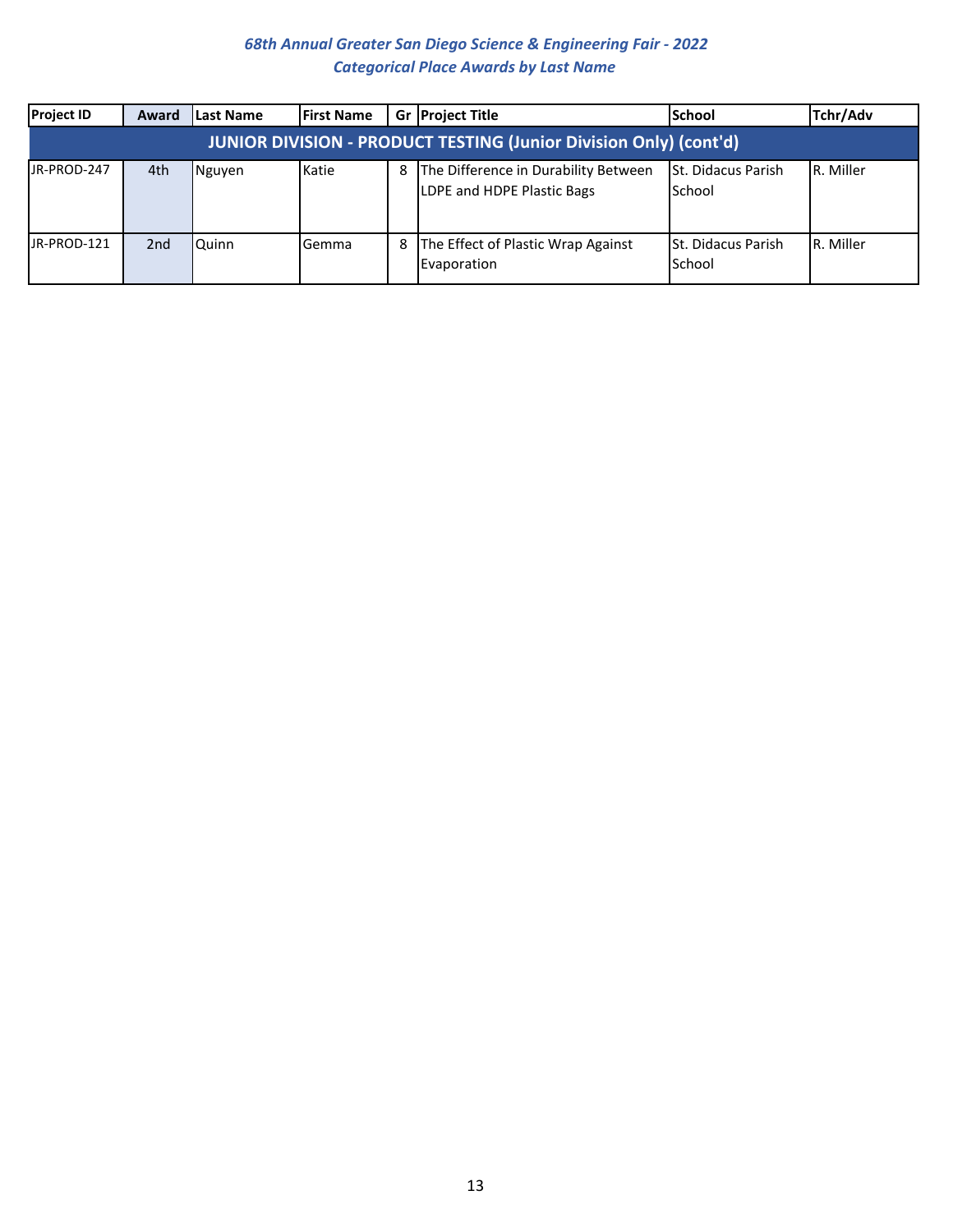*68th Annual Greater San Diego Science & Engineering Fair - 2022*
*Categorical Place Awards by Last Name*

| Project ID | Award | Last Name | First Name | Gr | Project Title | School | Tchr/Adv |
|---|---|---|---|---|---|---|---|
| **JUNIOR DIVISION - PRODUCT TESTING (Junior Division Only) (cont'd)** | | | | | | | |
| JR-PROD-247 | 4th | Nguyen | Katie | 8 | The Difference in Durability Between LDPE and HDPE Plastic Bags | St. Didacus Parish School | R. Miller |
| JR-PROD-121 | 2nd | Quinn | Gemma | 8 | The Effect of Plastic Wrap Against Evaporation | St. Didacus Parish School | R. Miller |